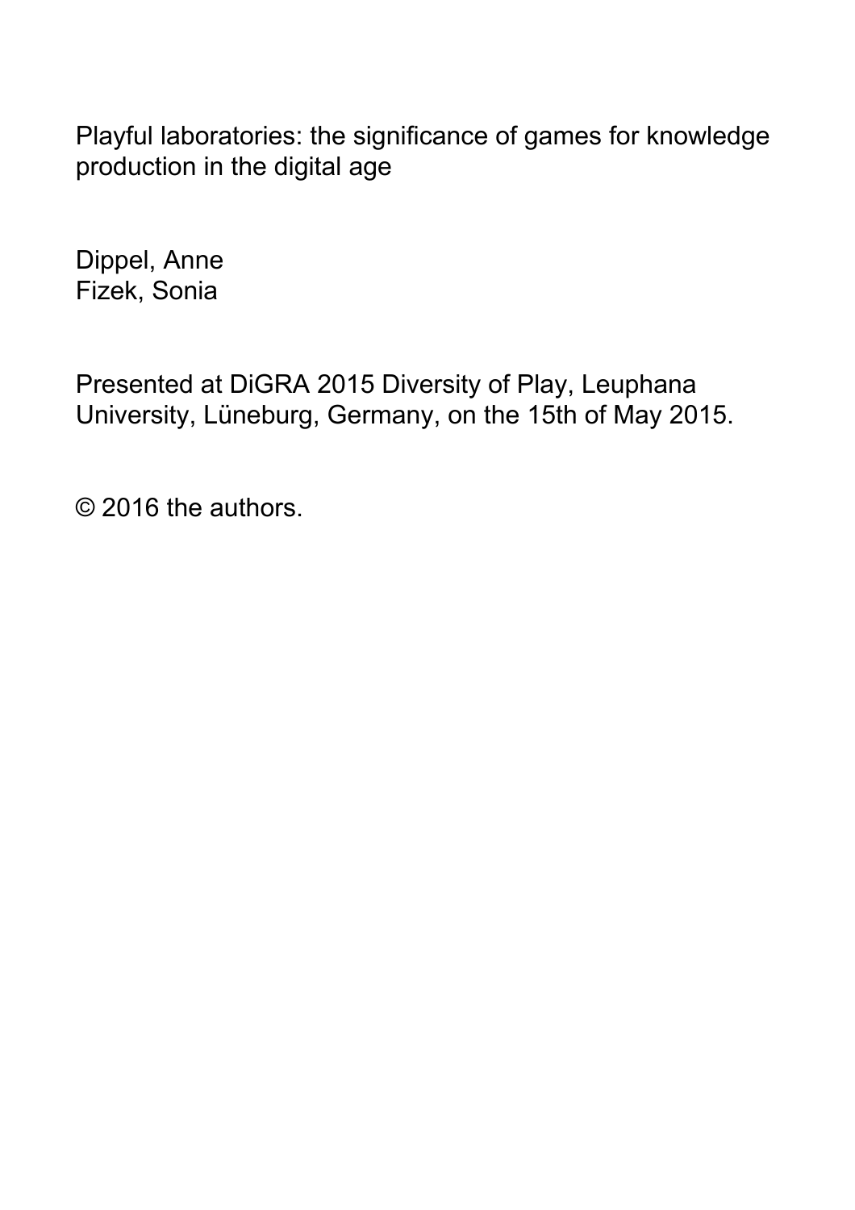# Playful laboratories: the significance of games for knowledge production in the digital age

Dippel, Anne
Fizek, Sonia

Presented at DiGRA 2015 Diversity of Play, Leuphana University, Lüneburg, Germany, on the 15th of May 2015.

© 2016 the authors.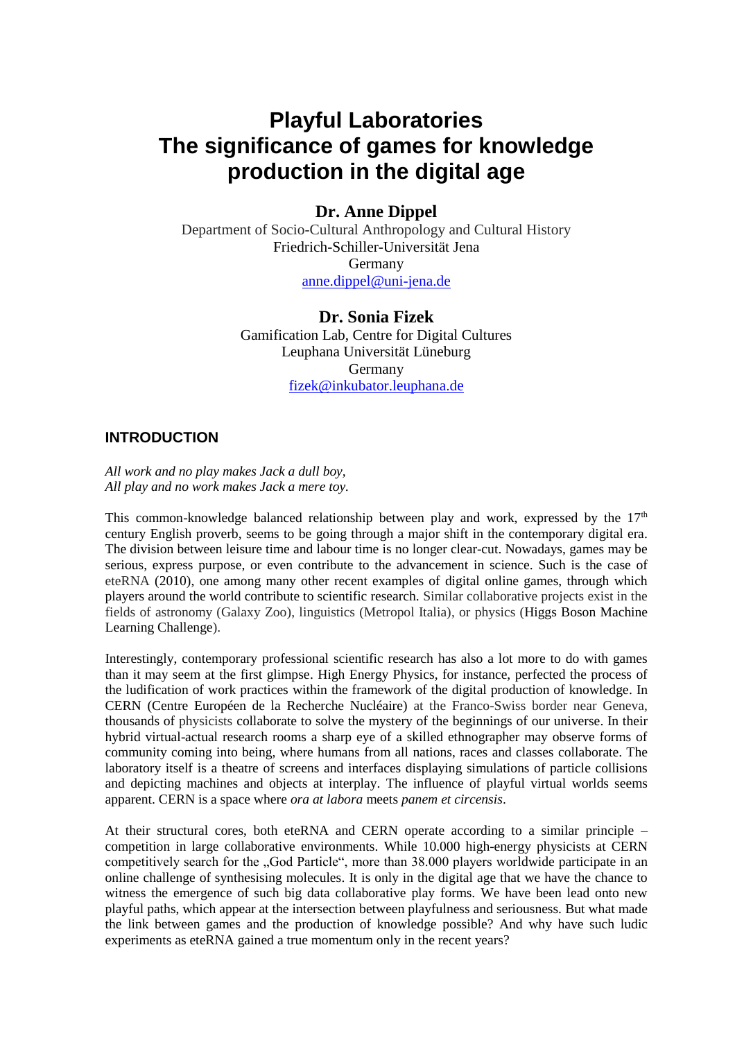# Playful Laboratories
# The significance of games for knowledge production in the digital age

**Dr. Anne Dippel**

Department of Socio-Cultural Anthropology and Cultural History
Friedrich-Schiller-Universität Jena
Germany
anne.dippel@uni-jena.de

**Dr. Sonia Fizek**

Gamification Lab, Centre for Digital Cultures
Leuphana Universität Lüneburg
Germany
fizek@inkubator.leuphana.de

## INTRODUCTION

*All work and no play makes Jack a dull boy,*
*All play and no work makes Jack a mere toy.*

This common-knowledge balanced relationship between play and work, expressed by the 17th century English proverb, seems to be going through a major shift in the contemporary digital era. The division between leisure time and labour time is no longer clear-cut. Nowadays, games may be serious, express purpose, or even contribute to the advancement in science. Such is the case of eteRNA (2010), one among many other recent examples of digital online games, through which players around the world contribute to scientific research. Similar collaborative projects exist in the fields of astronomy (Galaxy Zoo), linguistics (Metropol Italia), or physics (Higgs Boson Machine Learning Challenge).

Interestingly, contemporary professional scientific research has also a lot more to do with games than it may seem at the first glimpse. High Energy Physics, for instance, perfected the process of the ludification of work practices within the framework of the digital production of knowledge. In CERN (Centre Européen de la Recherche Nucléaire) at the Franco-Swiss border near Geneva, thousands of physicists collaborate to solve the mystery of the beginnings of our universe. In their hybrid virtual-actual research rooms a sharp eye of a skilled ethnographer may observe forms of community coming into being, where humans from all nations, races and classes collaborate. The laboratory itself is a theatre of screens and interfaces displaying simulations of particle collisions and depicting machines and objects at interplay. The influence of playful virtual worlds seems apparent. CERN is a space where *ora at labora* meets *panem et circensis*.

At their structural cores, both eteRNA and CERN operate according to a similar principle – competition in large collaborative environments. While 10.000 high-energy physicists at CERN competitively search for the „God Particle", more than 38.000 players worldwide participate in an online challenge of synthesising molecules. It is only in the digital age that we have the chance to witness the emergence of such big data collaborative play forms. We have been lead onto new playful paths, which appear at the intersection between playfulness and seriousness. But what made the link between games and the production of knowledge possible? And why have such ludic experiments as eteRNA gained a true momentum only in the recent years?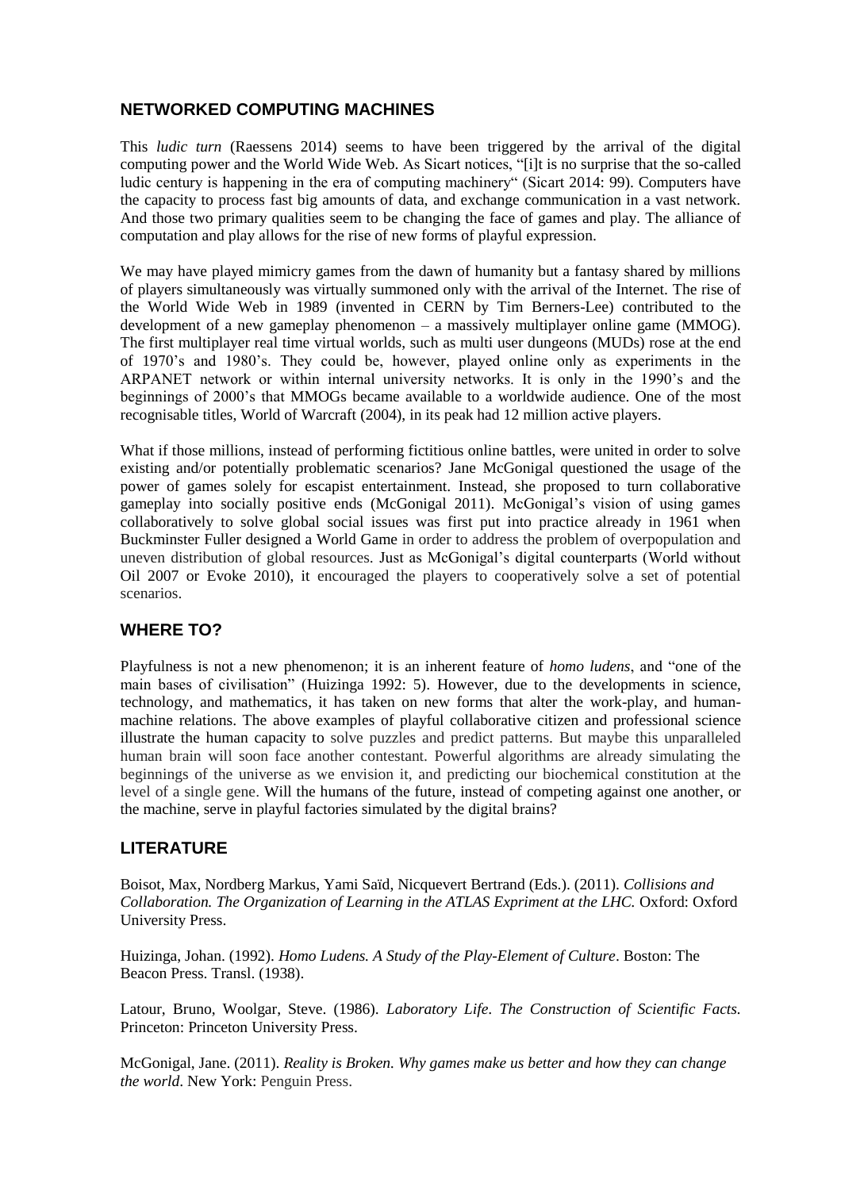## NETWORKED COMPUTING MACHINES

This *ludic turn* (Raessens 2014) seems to have been triggered by the arrival of the digital computing power and the World Wide Web. As Sicart notices, "[i]t is no surprise that the so-called ludic century is happening in the era of computing machinery" (Sicart 2014: 99). Computers have the capacity to process fast big amounts of data, and exchange communication in a vast network. And those two primary qualities seem to be changing the face of games and play. The alliance of computation and play allows for the rise of new forms of playful expression.

We may have played mimicry games from the dawn of humanity but a fantasy shared by millions of players simultaneously was virtually summoned only with the arrival of the Internet. The rise of the World Wide Web in 1989 (invented in CERN by Tim Berners-Lee) contributed to the development of a new gameplay phenomenon – a massively multiplayer online game (MMOG). The first multiplayer real time virtual worlds, such as multi user dungeons (MUDs) rose at the end of 1970's and 1980's. They could be, however, played online only as experiments in the ARPANET network or within internal university networks. It is only in the 1990's and the beginnings of 2000's that MMOGs became available to a worldwide audience. One of the most recognisable titles, World of Warcraft (2004), in its peak had 12 million active players.

What if those millions, instead of performing fictitious online battles, were united in order to solve existing and/or potentially problematic scenarios? Jane McGonigal questioned the usage of the power of games solely for escapist entertainment. Instead, she proposed to turn collaborative gameplay into socially positive ends (McGonigal 2011). McGonigal's vision of using games collaboratively to solve global social issues was first put into practice already in 1961 when Buckminster Fuller designed a World Game in order to address the problem of overpopulation and uneven distribution of global resources. Just as McGonigal's digital counterparts (World without Oil 2007 or Evoke 2010), it encouraged the players to cooperatively solve a set of potential scenarios.

## WHERE TO?

Playfulness is not a new phenomenon; it is an inherent feature of *homo ludens*, and "one of the main bases of civilisation" (Huizinga 1992: 5). However, due to the developments in science, technology, and mathematics, it has taken on new forms that alter the work-play, and human-machine relations. The above examples of playful collaborative citizen and professional science illustrate the human capacity to solve puzzles and predict patterns. But maybe this unparalleled human brain will soon face another contestant. Powerful algorithms are already simulating the beginnings of the universe as we envision it, and predicting our biochemical constitution at the level of a single gene. Will the humans of the future, instead of competing against one another, or the machine, serve in playful factories simulated by the digital brains?

## LITERATURE

Boisot, Max, Nordberg Markus, Yami Saïd, Nicquevert Bertrand (Eds.). (2011). *Collisions and Collaboration. The Organization of Learning in the ATLAS Expriment at the LHC.* Oxford: Oxford University Press.

Huizinga, Johan. (1992). *Homo Ludens. A Study of the Play-Element of Culture*. Boston: The Beacon Press. Transl. (1938).

Latour, Bruno, Woolgar, Steve. (1986). *Laboratory Life. The Construction of Scientific Facts.* Princeton: Princeton University Press.

McGonigal, Jane. (2011). *Reality is Broken. Why games make us better and how they can change the world*. New York: Penguin Press.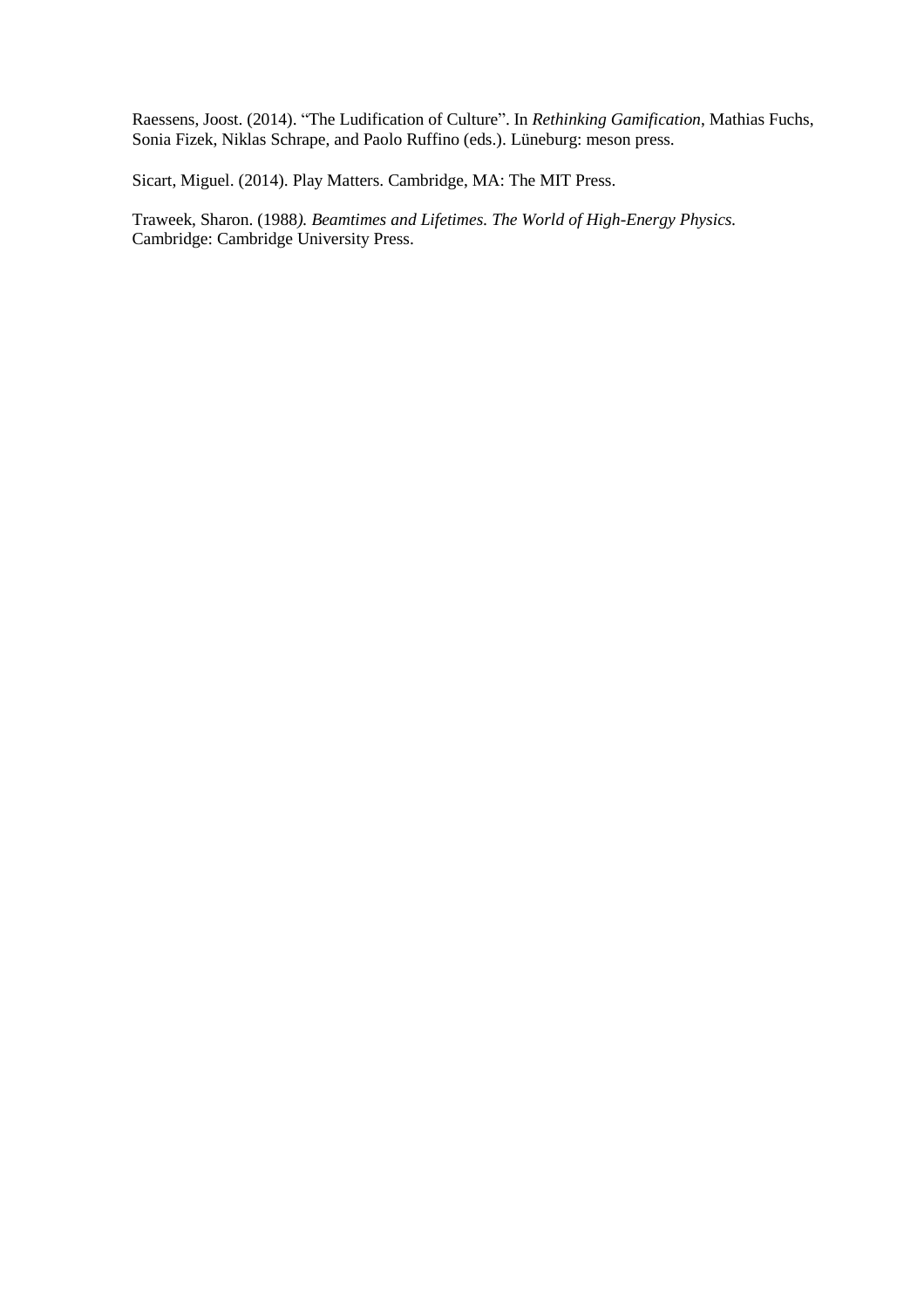Raessens, Joost. (2014). “The Ludification of Culture”. In *Rethinking Gamification*, Mathias Fuchs, Sonia Fizek, Niklas Schrape, and Paolo Ruffino (eds.). Lüneburg: meson press.

Sicart, Miguel. (2014). Play Matters. Cambridge, MA: The MIT Press.

Traweek, Sharon. (1988*). Beamtimes and Lifetimes. The World of High-Energy Physics.* Cambridge: Cambridge University Press.